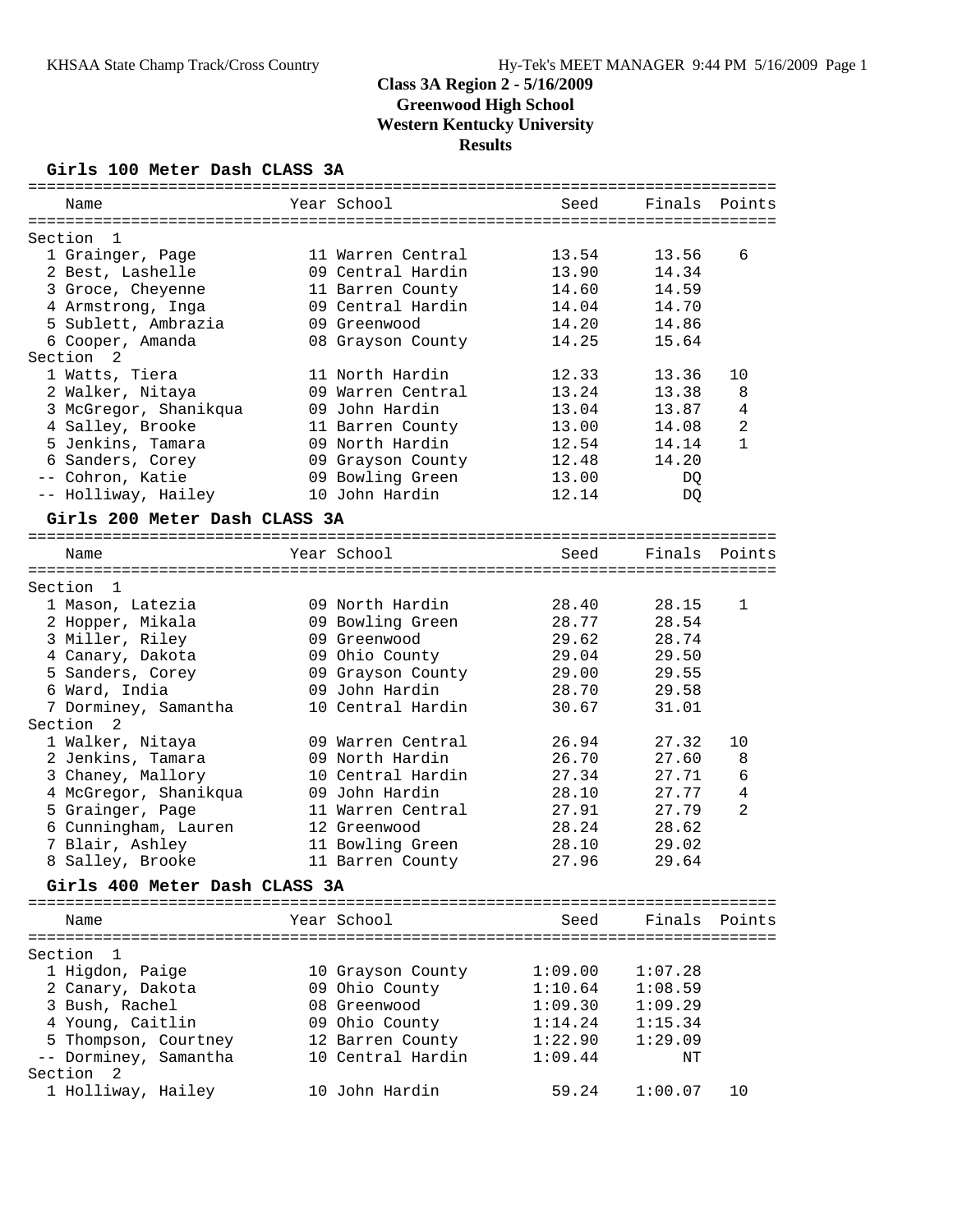# Class 3A Region 2 - 5/16/2009
## Greenwood High School
## Western Kentucky University
## Results

### Girls 100 Meter Dash CLASS 3A

| Name | Year | School | Seed | Finals | Points |
|---|---|---|---|---|---|
| **Section 1** | | | | | |
| 1 Grainger, Page | 11 | Warren Central | 13.54 | 13.56 | 6 |
| 2 Best, Lashelle | 09 | Central Hardin | 13.90 | 14.34 | |
| 3 Groce, Cheyenne | 11 | Barren County | 14.60 | 14.59 | |
| 4 Armstrong, Inga | 09 | Central Hardin | 14.04 | 14.70 | |
| 5 Sublett, Ambrazia | 09 | Greenwood | 14.20 | 14.86 | |
| 6 Cooper, Amanda | 08 | Grayson County | 14.25 | 15.64 | |
| **Section 2** | | | | | |
| 1 Watts, Tiera | 11 | North Hardin | 12.33 | 13.36 | 10 |
| 2 Walker, Nitaya | 09 | Warren Central | 13.24 | 13.38 | 8 |
| 3 McGregor, Shanikqua | 09 | John Hardin | 13.04 | 13.87 | 4 |
| 4 Salley, Brooke | 11 | Barren County | 13.00 | 14.08 | 2 |
| 5 Jenkins, Tamara | 09 | North Hardin | 12.54 | 14.14 | 1 |
| 6 Sanders, Corey | 09 | Grayson County | 12.48 | 14.20 | |
| -- Cohron, Katie | 09 | Bowling Green | 13.00 | DQ | |
| -- Holliway, Hailey | 10 | John Hardin | 12.14 | DQ | |

### Girls 200 Meter Dash CLASS 3A

| Name | Year | School | Seed | Finals | Points |
|---|---|---|---|---|---|
| **Section 1** | | | | | |
| 1 Mason, Latezia | 09 | North Hardin | 28.40 | 28.15 | 1 |
| 2 Hopper, Mikala | 09 | Bowling Green | 28.77 | 28.54 | |
| 3 Miller, Riley | 09 | Greenwood | 29.62 | 28.74 | |
| 4 Canary, Dakota | 09 | Ohio County | 29.04 | 29.50 | |
| 5 Sanders, Corey | 09 | Grayson County | 29.00 | 29.55 | |
| 6 Ward, India | 09 | John Hardin | 28.70 | 29.58 | |
| 7 Dorminey, Samantha | 10 | Central Hardin | 30.67 | 31.01 | |
| **Section 2** | | | | | |
| 1 Walker, Nitaya | 09 | Warren Central | 26.94 | 27.32 | 10 |
| 2 Jenkins, Tamara | 09 | North Hardin | 26.70 | 27.60 | 8 |
| 3 Chaney, Mallory | 10 | Central Hardin | 27.34 | 27.71 | 6 |
| 4 McGregor, Shanikqua | 09 | John Hardin | 28.10 | 27.77 | 4 |
| 5 Grainger, Page | 11 | Warren Central | 27.91 | 27.79 | 2 |
| 6 Cunningham, Lauren | 12 | Greenwood | 28.24 | 28.62 | |
| 7 Blair, Ashley | 11 | Bowling Green | 28.10 | 29.02 | |
| 8 Salley, Brooke | 11 | Barren County | 27.96 | 29.64 | |

### Girls 400 Meter Dash CLASS 3A

| Name | Year | School | Seed | Finals | Points |
|---|---|---|---|---|---|
| **Section 1** | | | | | |
| 1 Higdon, Paige | 10 | Grayson County | 1:09.00 | 1:07.28 | |
| 2 Canary, Dakota | 09 | Ohio County | 1:10.64 | 1:08.59 | |
| 3 Bush, Rachel | 08 | Greenwood | 1:09.30 | 1:09.29 | |
| 4 Young, Caitlin | 09 | Ohio County | 1:14.24 | 1:15.34 | |
| 5 Thompson, Courtney | 12 | Barren County | 1:22.90 | 1:29.09 | |
| -- Dorminey, Samantha | 10 | Central Hardin | 1:09.44 | NT | |
| **Section 2** | | | | | |
| 1 Holliway, Hailey | 10 | John Hardin | 59.24 | 1:00.07 | 10 |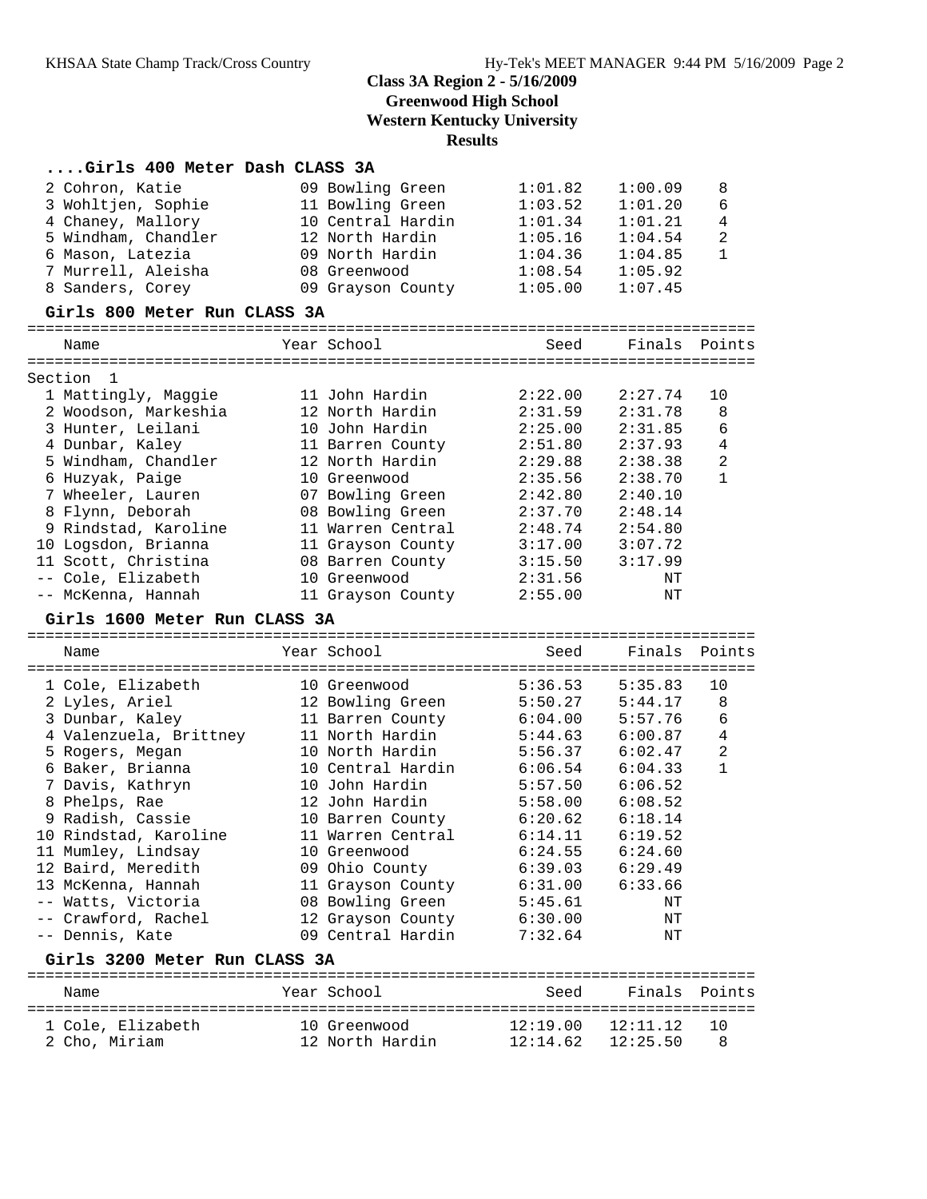## Class 3A Region 2 - 5/16/2009
## Greenwood High School
## Western Kentucky University
## Results

### ....Girls 400 Meter Dash CLASS 3A

| Place | Name | Year | School | Seed | Finals | Points |
|---|---|---|---|---|---|---|
| 2 | Cohron, Katie | 09 | Bowling Green | 1:01.82 | 1:00.09 | 8 |
| 3 | Wohltjen, Sophie | 11 | Bowling Green | 1:03.52 | 1:01.20 | 6 |
| 4 | Chaney, Mallory | 10 | Central Hardin | 1:01.34 | 1:01.21 | 4 |
| 5 | Windham, Chandler | 12 | North Hardin | 1:05.16 | 1:04.54 | 2 |
| 6 | Mason, Latezia | 09 | North Hardin | 1:04.36 | 1:04.85 | 1 |
| 7 | Murrell, Aleisha | 08 | Greenwood | 1:08.54 | 1:05.92 | |
| 8 | Sanders, Corey | 09 | Grayson County | 1:05.00 | 1:07.45 | |

### Girls 800 Meter Run CLASS 3A

Section 1

| Place | Name | Year | School | Seed | Finals | Points |
|---|---|---|---|---|---|---|
| 1 | Mattingly, Maggie | 11 | John Hardin | 2:22.00 | 2:27.74 | 10 |
| 2 | Woodson, Markeshia | 12 | North Hardin | 2:31.59 | 2:31.78 | 8 |
| 3 | Hunter, Leilani | 10 | John Hardin | 2:25.00 | 2:31.85 | 6 |
| 4 | Dunbar, Kaley | 11 | Barren County | 2:51.80 | 2:37.93 | 4 |
| 5 | Windham, Chandler | 12 | North Hardin | 2:29.88 | 2:38.38 | 2 |
| 6 | Huzyak, Paige | 10 | Greenwood | 2:35.56 | 2:38.70 | 1 |
| 7 | Wheeler, Lauren | 07 | Bowling Green | 2:42.80 | 2:40.10 | |
| 8 | Flynn, Deborah | 08 | Bowling Green | 2:37.70 | 2:48.14 | |
| 9 | Rindstad, Karoline | 11 | Warren Central | 2:48.74 | 2:54.80 | |
| 10 | Logsdon, Brianna | 11 | Grayson County | 3:17.00 | 3:07.72 | |
| 11 | Scott, Christina | 08 | Barren County | 3:15.50 | 3:17.99 | |
| -- | Cole, Elizabeth | 10 | Greenwood | 2:31.56 | NT | |
| -- | McKenna, Hannah | 11 | Grayson County | 2:55.00 | NT | |

### Girls 1600 Meter Run CLASS 3A

| Place | Name | Year | School | Seed | Finals | Points |
|---|---|---|---|---|---|---|
| 1 | Cole, Elizabeth | 10 | Greenwood | 5:36.53 | 5:35.83 | 10 |
| 2 | Lyles, Ariel | 12 | Bowling Green | 5:50.27 | 5:44.17 | 8 |
| 3 | Dunbar, Kaley | 11 | Barren County | 6:04.00 | 5:57.76 | 6 |
| 4 | Valenzuela, Brittney | 11 | North Hardin | 5:44.63 | 6:00.87 | 4 |
| 5 | Rogers, Megan | 10 | North Hardin | 5:56.37 | 6:02.47 | 2 |
| 6 | Baker, Brianna | 10 | Central Hardin | 6:06.54 | 6:04.33 | 1 |
| 7 | Davis, Kathryn | 10 | John Hardin | 5:57.50 | 6:06.52 | |
| 8 | Phelps, Rae | 12 | John Hardin | 5:58.00 | 6:08.52 | |
| 9 | Radish, Cassie | 10 | Barren County | 6:20.62 | 6:18.14 | |
| 10 | Rindstad, Karoline | 11 | Warren Central | 6:14.11 | 6:19.52 | |
| 11 | Mumley, Lindsay | 10 | Greenwood | 6:24.55 | 6:24.60 | |
| 12 | Baird, Meredith | 09 | Ohio County | 6:39.03 | 6:29.49 | |
| 13 | McKenna, Hannah | 11 | Grayson County | 6:31.00 | 6:33.66 | |
| -- | Watts, Victoria | 08 | Bowling Green | 5:45.61 | NT | |
| -- | Crawford, Rachel | 12 | Grayson County | 6:30.00 | NT | |
| -- | Dennis, Kate | 09 | Central Hardin | 7:32.64 | NT | |

### Girls 3200 Meter Run CLASS 3A

| Place | Name | Year | School | Seed | Finals | Points |
|---|---|---|---|---|---|---|
| 1 | Cole, Elizabeth | 10 | Greenwood | 12:19.00 | 12:11.12 | 10 |
| 2 | Cho, Miriam | 12 | North Hardin | 12:14.62 | 12:25.50 | 8 |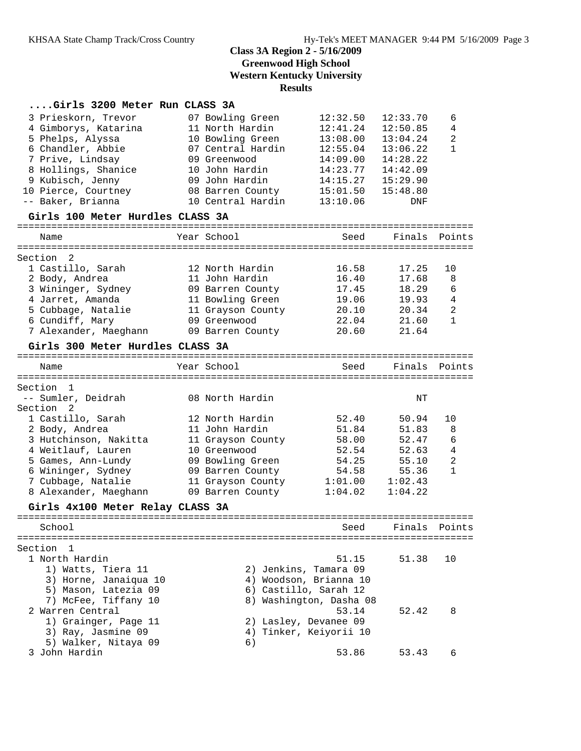## Class 3A Region 2 - 5/16/2009
## Greenwood High School
## Western Kentucky University
## Results

### ....Girls 3200 Meter Run CLASS 3A

| Place | Name | Year | School | Seed | Finals | Points |
|---|---|---|---|---|---|---|
| 3 | Prieskorn, Trevor | 07 | Bowling Green | 12:32.50 | 12:33.70 | 6 |
| 4 | Gimborys, Katarina | 11 | North Hardin | 12:41.24 | 12:50.85 | 4 |
| 5 | Phelps, Alyssa | 10 | Bowling Green | 13:08.00 | 13:04.24 | 2 |
| 6 | Chandler, Abbie | 07 | Central Hardin | 12:55.04 | 13:06.22 | 1 |
| 7 | Prive, Lindsay | 09 | Greenwood | 14:09.00 | 14:28.22 | |
| 8 | Hollings, Shanice | 10 | John Hardin | 14:23.77 | 14:42.09 | |
| 9 | Kubisch, Jenny | 09 | John Hardin | 14:15.27 | 15:29.90 | |
| 10 | Pierce, Courtney | 08 | Barren County | 15:01.50 | 15:48.80 | |
| -- | Baker, Brianna | 10 | Central Hardin | 13:10.06 | DNF | |

### Girls 100 Meter Hurdles CLASS 3A

Section 2

| Place | Name | Year | School | Seed | Finals | Points |
|---|---|---|---|---|---|---|
| 1 | Castillo, Sarah | 12 | North Hardin | 16.58 | 17.25 | 10 |
| 2 | Body, Andrea | 11 | John Hardin | 16.40 | 17.68 | 8 |
| 3 | Wininger, Sydney | 09 | Barren County | 17.45 | 18.29 | 6 |
| 4 | Jarret, Amanda | 11 | Bowling Green | 19.06 | 19.93 | 4 |
| 5 | Cubbage, Natalie | 11 | Grayson County | 20.10 | 20.34 | 2 |
| 6 | Cundiff, Mary | 09 | Greenwood | 22.04 | 21.60 | 1 |
| 7 | Alexander, Maeghann | 09 | Barren County | 20.60 | 21.64 | |

### Girls 300 Meter Hurdles CLASS 3A

| Place | Name | Year | School | Seed | Finals | Points |
|---|---|---|---|---|---|---|
| Section 1 | | | | | | |
| -- | Sumler, Deidrah | 08 | North Hardin | | NT | |
| Section 2 | | | | | | |
| 1 | Castillo, Sarah | 12 | North Hardin | 52.40 | 50.94 | 10 |
| 2 | Body, Andrea | 11 | John Hardin | 51.84 | 51.83 | 8 |
| 3 | Hutchinson, Nakitta | 11 | Grayson County | 58.00 | 52.47 | 6 |
| 4 | Weitlauf, Lauren | 10 | Greenwood | 52.54 | 52.63 | 4 |
| 5 | Games, Ann-Lundy | 09 | Bowling Green | 54.25 | 55.10 | 2 |
| 6 | Wininger, Sydney | 09 | Barren County | 54.58 | 55.36 | 1 |
| 7 | Cubbage, Natalie | 11 | Grayson County | 1:01.00 | 1:02.43 | |
| 8 | Alexander, Maeghann | 09 | Barren County | 1:04.02 | 1:04.22 | |

### Girls 4x100 Meter Relay CLASS 3A

Section 1

| Place | School | Seed | Finals | Points |
|---|---|---|---|---|
| 1 | North Hardin | 51.15 | 51.38 | 10 |
| 2 | Warren Central | 53.14 | 52.42 | 8 |
| 3 | John Hardin | 53.86 | 53.43 | 6 |

North Hardin: 1) Watts, Tiera 11; 2) Jenkins, Tamara 09; 3) Horne, Janaiqua 10; 4) Woodson, Brianna 10; 5) Mason, Latezia 09; 6) Castillo, Sarah 12; 7) McFee, Tiffany 10; 8) Washington, Dasha 08

Warren Central: 1) Grainger, Page 11; 2) Lasley, Devanee 09; 3) Ray, Jasmine 09; 4) Tinker, Keiyorii 10; 5) Walker, Nitaya 09; 6)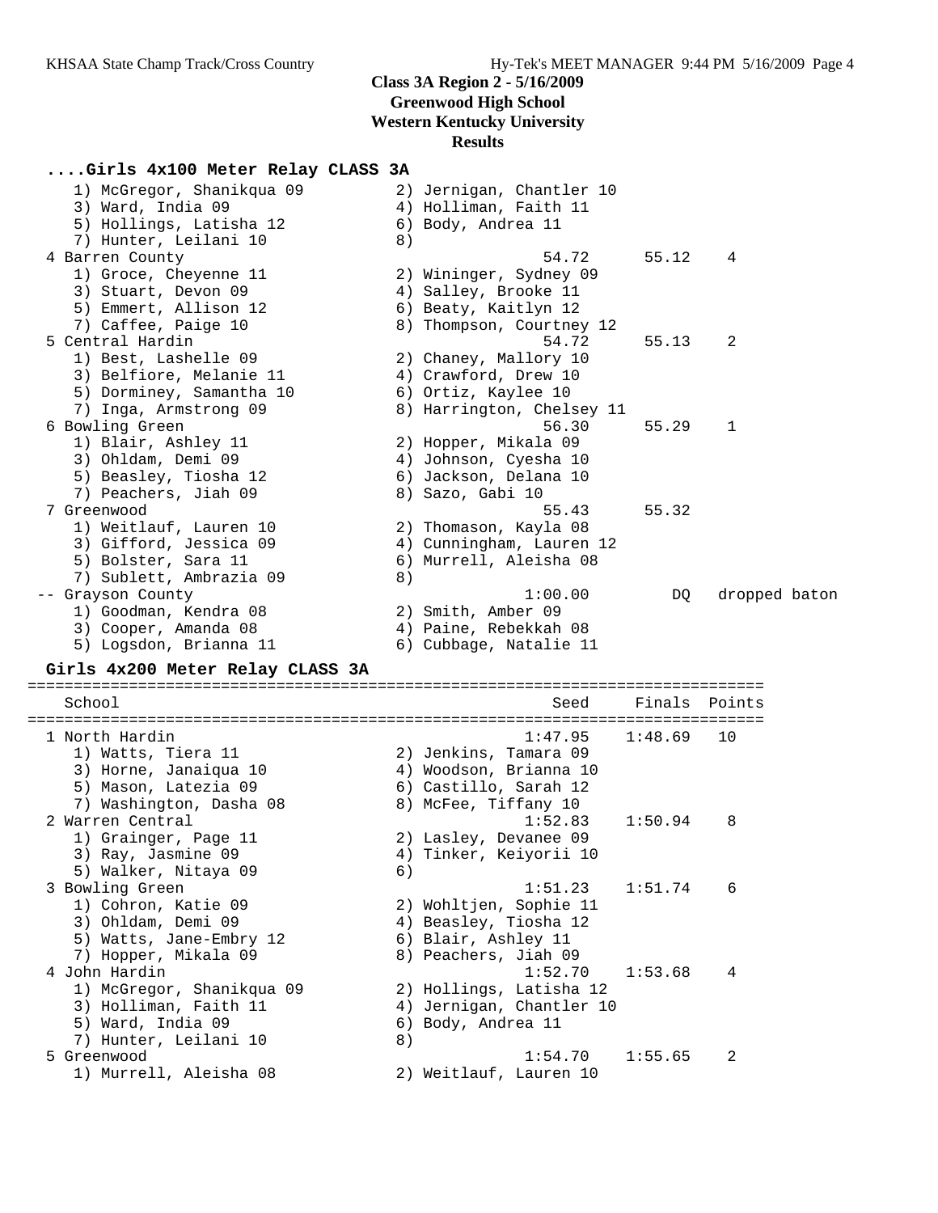## Class 3A Region 2 - 5/16/2009
## Greenwood High School
## Western Kentucky University
## Results

### ....Girls 4x100 Meter Relay CLASS 3A

```
    1) McGregor, Shanikqua 09          2) Jernigan, Chantler 10
    3) Ward, India 09                  4) Holliman, Faith 11
    5) Hollings, Latisha 12            6) Body, Andrea 11
    7) Hunter, Leilani 10              8)
 4 Barren County                                 54.72      55.12    4
    1) Groce, Cheyenne 11              2) Wininger, Sydney 09
    3) Stuart, Devon 09                4) Salley, Brooke 11
    5) Emmert, Allison 12              6) Beaty, Kaitlyn 12
    7) Caffee, Paige 10                8) Thompson, Courtney 12
 5 Central Hardin                                54.72      55.13    2
    1) Best, Lashelle 09               2) Chaney, Mallory 10
    3) Belfiore, Melanie 11            4) Crawford, Drew 10
    5) Dorminey, Samantha 10           6) Ortiz, Kaylee 10
    7) Inga, Armstrong 09              8) Harrington, Chelsey 11
 6 Bowling Green                                 56.30      55.29    1
    1) Blair, Ashley 11                2) Hopper, Mikala 09
    3) Ohldam, Demi 09                 4) Johnson, Cyesha 10
    5) Beasley, Tiosha 12              6) Jackson, Delana 10
    7) Peachers, Jiah 09               8) Sazo, Gabi 10
 7 Greenwood                                     55.43      55.32
    1) Weitlauf, Lauren 10             2) Thomason, Kayla 08
    3) Gifford, Jessica 09             4) Cunningham, Lauren 12
    5) Bolster, Sara 11                6) Murrell, Aleisha 08
    7) Sublett, Ambrazia 09            8)
 -- Grayson County                             1:00.00         DQ   dropped baton
    1) Goodman, Kendra 08              2) Smith, Amber 09
    3) Cooper, Amanda 08               4) Paine, Rebekkah 08
    5) Logsdon, Brianna 11             6) Cubbage, Natalie 11
```

### Girls 4x200 Meter Relay CLASS 3A

```
================================================================================
    School                                         Seed     Finals  Points
================================================================================
  1 North Hardin                                1:47.95    1:48.69   10
     1) Watts, Tiera 11                 2) Jenkins, Tamara 09
     3) Horne, Janaiqua 10              4) Woodson, Brianna 10
     5) Mason, Latezia 09               6) Castillo, Sarah 12
     7) Washington, Dasha 08            8) McFee, Tiffany 10
  2 Warren Central                              1:52.83    1:50.94    8
     1) Grainger, Page 11               2) Lasley, Devanee 09
     3) Ray, Jasmine 09                 4) Tinker, Keiyorii 10
     5) Walker, Nitaya 09               6)
  3 Bowling Green                               1:51.23    1:51.74    6
     1) Cohron, Katie 09                2) Wohltjen, Sophie 11
     3) Ohldam, Demi 09                 4) Beasley, Tiosha 12
     5) Watts, Jane-Embry 12            6) Blair, Ashley 11
     7) Hopper, Mikala 09               8) Peachers, Jiah 09
  4 John Hardin                                 1:52.70    1:53.68    4
     1) McGregor, Shanikqua 09          2) Hollings, Latisha 12
     3) Holliman, Faith 11              4) Jernigan, Chantler 10
     5) Ward, India 09                  6) Body, Andrea 11
     7) Hunter, Leilani 10              8)
  5 Greenwood                                   1:54.70    1:55.65    2
     1) Murrell, Aleisha 08             2) Weitlauf, Lauren 10
```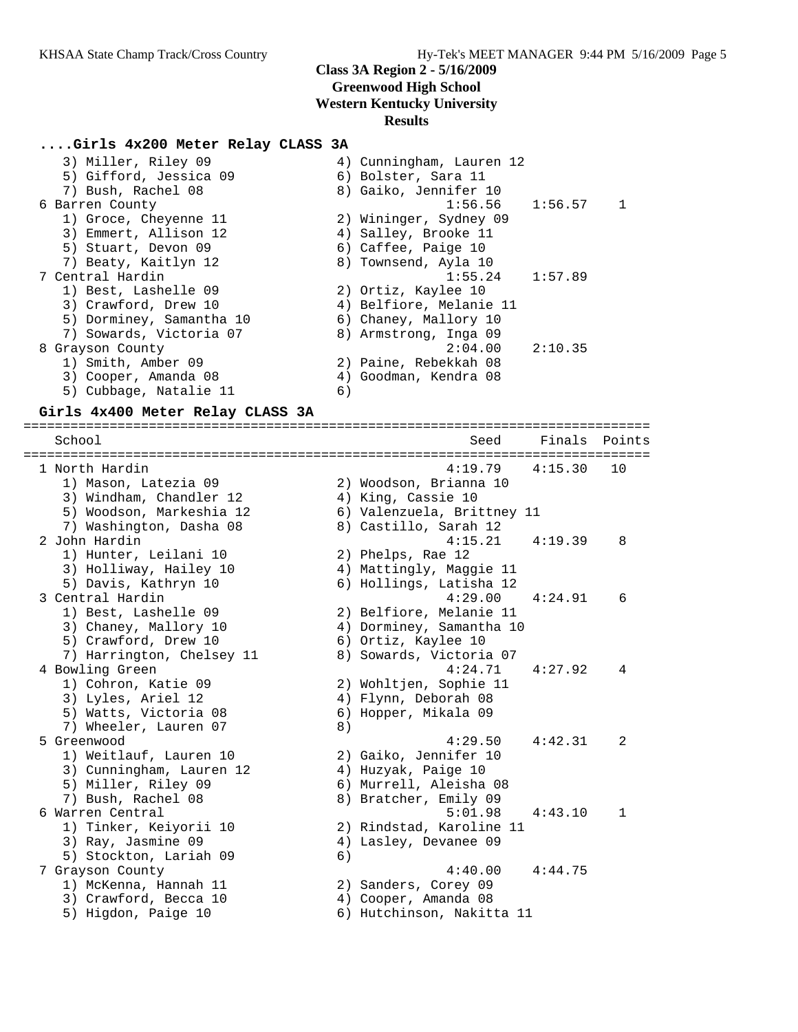## Class 3A Region 2 - 5/16/2009
## Greenwood High School
## Western Kentucky University
## Results

### ....Girls 4x200 Meter Relay CLASS 3A

```
   3) Miller, Riley 09                4) Cunningham, Lauren 12
   5) Gifford, Jessica 09             6) Bolster, Sara 11
   7) Bush, Rachel 08                 8) Gaiko, Jennifer 10
 6 Barren County                             1:56.56    1:56.57    1
   1) Groce, Cheyenne 11              2) Wininger, Sydney 09
   3) Emmert, Allison 12              4) Salley, Brooke 11
   5) Stuart, Devon 09                6) Caffee, Paige 10
   7) Beaty, Kaitlyn 12               8) Townsend, Ayla 10
 7 Central Hardin                            1:55.24    1:57.89
   1) Best, Lashelle 09               2) Ortiz, Kaylee 10
   3) Crawford, Drew 10               4) Belfiore, Melanie 11
   5) Dorminey, Samantha 10           6) Chaney, Mallory 10
   7) Sowards, Victoria 07            8) Armstrong, Inga 09
 8 Grayson County                            2:04.00    2:10.35
   1) Smith, Amber 09                 2) Paine, Rebekkah 08
   3) Cooper, Amanda 08               4) Goodman, Kendra 08
   5) Cubbage, Natalie 11             6)
```

### Girls 4x400 Meter Relay CLASS 3A

```
================================================================================
   School                                           Seed     Finals  Points
================================================================================
 1 North Hardin                              4:19.79    4:15.30   10
   1) Mason, Latezia 09               2) Woodson, Brianna 10
   3) Windham, Chandler 12            4) King, Cassie 10
   5) Woodson, Markeshia 12           6) Valenzuela, Brittney 11
   7) Washington, Dasha 08            8) Castillo, Sarah 12
 2 John Hardin                               4:15.21    4:19.39    8
   1) Hunter, Leilani 10              2) Phelps, Rae 12
   3) Holliway, Hailey 10             4) Mattingly, Maggie 11
   5) Davis, Kathryn 10               6) Hollings, Latisha 12
 3 Central Hardin                            4:29.00    4:24.91    6
   1) Best, Lashelle 09               2) Belfiore, Melanie 11
   3) Chaney, Mallory 10              4) Dorminey, Samantha 10
   5) Crawford, Drew 10               6) Ortiz, Kaylee 10
   7) Harrington, Chelsey 11          8) Sowards, Victoria 07
 4 Bowling Green                             4:24.71    4:27.92    4
   1) Cohron, Katie 09                2) Wohltjen, Sophie 11
   3) Lyles, Ariel 12                 4) Flynn, Deborah 08
   5) Watts, Victoria 08              6) Hopper, Mikala 09
   7) Wheeler, Lauren 07              8)
 5 Greenwood                                 4:29.50    4:42.31    2
   1) Weitlauf, Lauren 10             2) Gaiko, Jennifer 10
   3) Cunningham, Lauren 12           4) Huzyak, Paige 10
   5) Miller, Riley 09                6) Murrell, Aleisha 08
   7) Bush, Rachel 08                 8) Bratcher, Emily 09
 6 Warren Central                            5:01.98    4:43.10    1
   1) Tinker, Keiyorii 10             2) Rindstad, Karoline 11
   3) Ray, Jasmine 09                 4) Lasley, Devanee 09
   5) Stockton, Lariah 09             6)
 7 Grayson County                            4:40.00    4:44.75
   1) McKenna, Hannah 11              2) Sanders, Corey 09
   3) Crawford, Becca 10              4) Cooper, Amanda 08
   5) Higdon, Paige 10                6) Hutchinson, Nakitta 11
```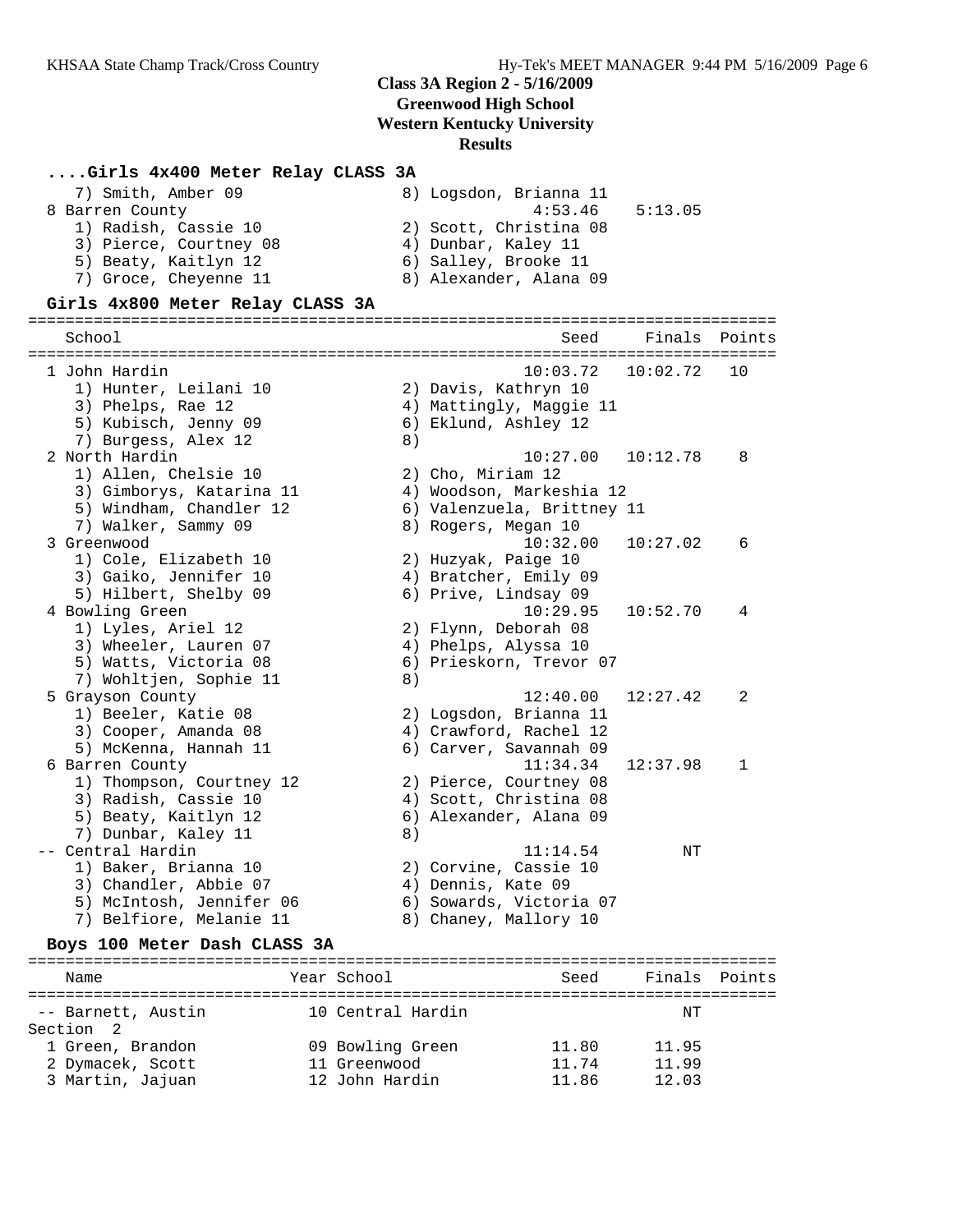# Class 3A Region 2 - 5/16/2009
## Greenwood High School
## Western Kentucky University
## Results

### ....Girls 4x400 Meter Relay CLASS 3A

```
    7) Smith, Amber 09                 8) Logsdon, Brianna 11
  8 Barren County                               4:53.46    5:13.05
    1) Radish, Cassie 10               2) Scott, Christina 08
    3) Pierce, Courtney 08             4) Dunbar, Kaley 11
    5) Beaty, Kaitlyn 12               6) Salley, Brooke 11
    7) Groce, Cheyenne 11              8) Alexander, Alana 09
```

### Girls 4x800 Meter Relay CLASS 3A

```
================================================================================
    School                                               Seed     Finals  Points
================================================================================
  1 John Hardin                                      10:03.72   10:02.72   10
    1) Hunter, Leilani 10              2) Davis, Kathryn 10
    3) Phelps, Rae 12                  4) Mattingly, Maggie 11
    5) Kubisch, Jenny 09               6) Eklund, Ashley 12
    7) Burgess, Alex 12                8)
  2 North Hardin                                     10:27.00   10:12.78    8
    1) Allen, Chelsie 10               2) Cho, Miriam 12
    3) Gimborys, Katarina 11           4) Woodson, Markeshia 12
    5) Windham, Chandler 12            6) Valenzuela, Brittney 11
    7) Walker, Sammy 09                8) Rogers, Megan 10
  3 Greenwood                                        10:32.00   10:27.02    6
    1) Cole, Elizabeth 10              2) Huzyak, Paige 10
    3) Gaiko, Jennifer 10              4) Bratcher, Emily 09
    5) Hilbert, Shelby 09              6) Prive, Lindsay 09
  4 Bowling Green                                    10:29.95   10:52.70    4
    1) Lyles, Ariel 12                 2) Flynn, Deborah 08
    3) Wheeler, Lauren 07              4) Phelps, Alyssa 10
    5) Watts, Victoria 08              6) Prieskorn, Trevor 07
    7) Wohltjen, Sophie 11             8)
  5 Grayson County                                   12:40.00   12:27.42    2
    1) Beeler, Katie 08                2) Logsdon, Brianna 11
    3) Cooper, Amanda 08               4) Crawford, Rachel 12
    5) McKenna, Hannah 11              6) Carver, Savannah 09
  6 Barren County                                    11:34.34   12:37.98    1
    1) Thompson, Courtney 12           2) Pierce, Courtney 08
    3) Radish, Cassie 10               4) Scott, Christina 08
    5) Beaty, Kaitlyn 12               6) Alexander, Alana 09
    7) Dunbar, Kaley 11                8)
 -- Central Hardin                                   11:14.54         NT
    1) Baker, Brianna 10               2) Corvine, Cassie 10
    3) Chandler, Abbie 07              4) Dennis, Kate 09
    5) McIntosh, Jennifer 06           6) Sowards, Victoria 07
    7) Belfiore, Melanie 11            8) Chaney, Mallory 10
```

### Boys 100 Meter Dash CLASS 3A

```
================================================================================
    Name                    Year School                  Seed     Finals  Points
================================================================================
 -- Barnett, Austin          10 Central Hardin                        NT
Section  2
  1 Green, Brandon           09 Bowling Green           11.80      11.95
  2 Dymacek, Scott           11 Greenwood               11.74      11.99
  3 Martin, Jajuan           12 John Hardin             11.86      12.03
```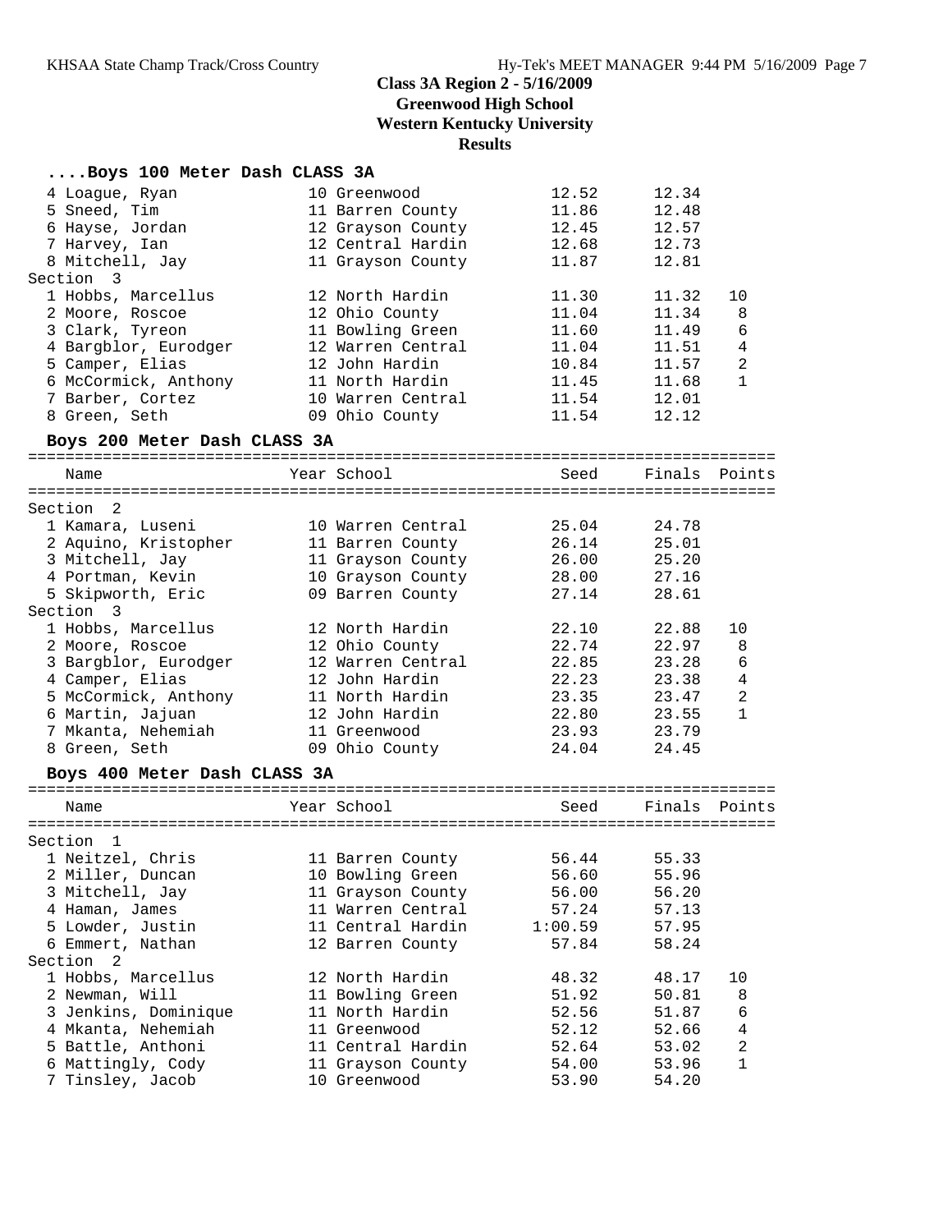## Class 3A Region 2 - 5/16/2009
## Greenwood High School
## Western Kentucky University
## Results

### ....Boys 100 Meter Dash CLASS 3A

| Name | Year | School | Seed | Finals | Points |
|---|---|---|---|---|---|
| 4 Loague, Ryan | 10 | Greenwood | 12.52 | 12.34 | |
| 5 Sneed, Tim | 11 | Barren County | 11.86 | 12.48 | |
| 6 Hayse, Jordan | 12 | Grayson County | 12.45 | 12.57 | |
| 7 Harvey, Ian | 12 | Central Hardin | 12.68 | 12.73 | |
| 8 Mitchell, Jay | 11 | Grayson County | 11.87 | 12.81 | |
| **Section 3** | | | | | |
| 1 Hobbs, Marcellus | 12 | North Hardin | 11.30 | 11.32 | 10 |
| 2 Moore, Roscoe | 12 | Ohio County | 11.04 | 11.34 | 8 |
| 3 Clark, Tyreon | 11 | Bowling Green | 11.60 | 11.49 | 6 |
| 4 Bargblor, Eurodger | 12 | Warren Central | 11.04 | 11.51 | 4 |
| 5 Camper, Elias | 12 | John Hardin | 10.84 | 11.57 | 2 |
| 6 McCormick, Anthony | 11 | North Hardin | 11.45 | 11.68 | 1 |
| 7 Barber, Cortez | 10 | Warren Central | 11.54 | 12.01 | |
| 8 Green, Seth | 09 | Ohio County | 11.54 | 12.12 | |

### Boys 200 Meter Dash CLASS 3A

| Name | Year | School | Seed | Finals | Points |
|---|---|---|---|---|---|
| **Section 2** | | | | | |
| 1 Kamara, Luseni | 10 | Warren Central | 25.04 | 24.78 | |
| 2 Aquino, Kristopher | 11 | Barren County | 26.14 | 25.01 | |
| 3 Mitchell, Jay | 11 | Grayson County | 26.00 | 25.20 | |
| 4 Portman, Kevin | 10 | Grayson County | 28.00 | 27.16 | |
| 5 Skipworth, Eric | 09 | Barren County | 27.14 | 28.61 | |
| **Section 3** | | | | | |
| 1 Hobbs, Marcellus | 12 | North Hardin | 22.10 | 22.88 | 10 |
| 2 Moore, Roscoe | 12 | Ohio County | 22.74 | 22.97 | 8 |
| 3 Bargblor, Eurodger | 12 | Warren Central | 22.85 | 23.28 | 6 |
| 4 Camper, Elias | 12 | John Hardin | 22.23 | 23.38 | 4 |
| 5 McCormick, Anthony | 11 | North Hardin | 23.35 | 23.47 | 2 |
| 6 Martin, Jajuan | 12 | John Hardin | 22.80 | 23.55 | 1 |
| 7 Mkanta, Nehemiah | 11 | Greenwood | 23.93 | 23.79 | |
| 8 Green, Seth | 09 | Ohio County | 24.04 | 24.45 | |

### Boys 400 Meter Dash CLASS 3A

| Name | Year | School | Seed | Finals | Points |
|---|---|---|---|---|---|
| **Section 1** | | | | | |
| 1 Neitzel, Chris | 11 | Barren County | 56.44 | 55.33 | |
| 2 Miller, Duncan | 10 | Bowling Green | 56.60 | 55.96 | |
| 3 Mitchell, Jay | 11 | Grayson County | 56.00 | 56.20 | |
| 4 Haman, James | 11 | Warren Central | 57.24 | 57.13 | |
| 5 Lowder, Justin | 11 | Central Hardin | 1:00.59 | 57.95 | |
| 6 Emmert, Nathan | 12 | Barren County | 57.84 | 58.24 | |
| **Section 2** | | | | | |
| 1 Hobbs, Marcellus | 12 | North Hardin | 48.32 | 48.17 | 10 |
| 2 Newman, Will | 11 | Bowling Green | 51.92 | 50.81 | 8 |
| 3 Jenkins, Dominique | 11 | North Hardin | 52.56 | 51.87 | 6 |
| 4 Mkanta, Nehemiah | 11 | Greenwood | 52.12 | 52.66 | 4 |
| 5 Battle, Anthoni | 11 | Central Hardin | 52.64 | 53.02 | 2 |
| 6 Mattingly, Cody | 11 | Grayson County | 54.00 | 53.96 | 1 |
| 7 Tinsley, Jacob | 10 | Greenwood | 53.90 | 54.20 | |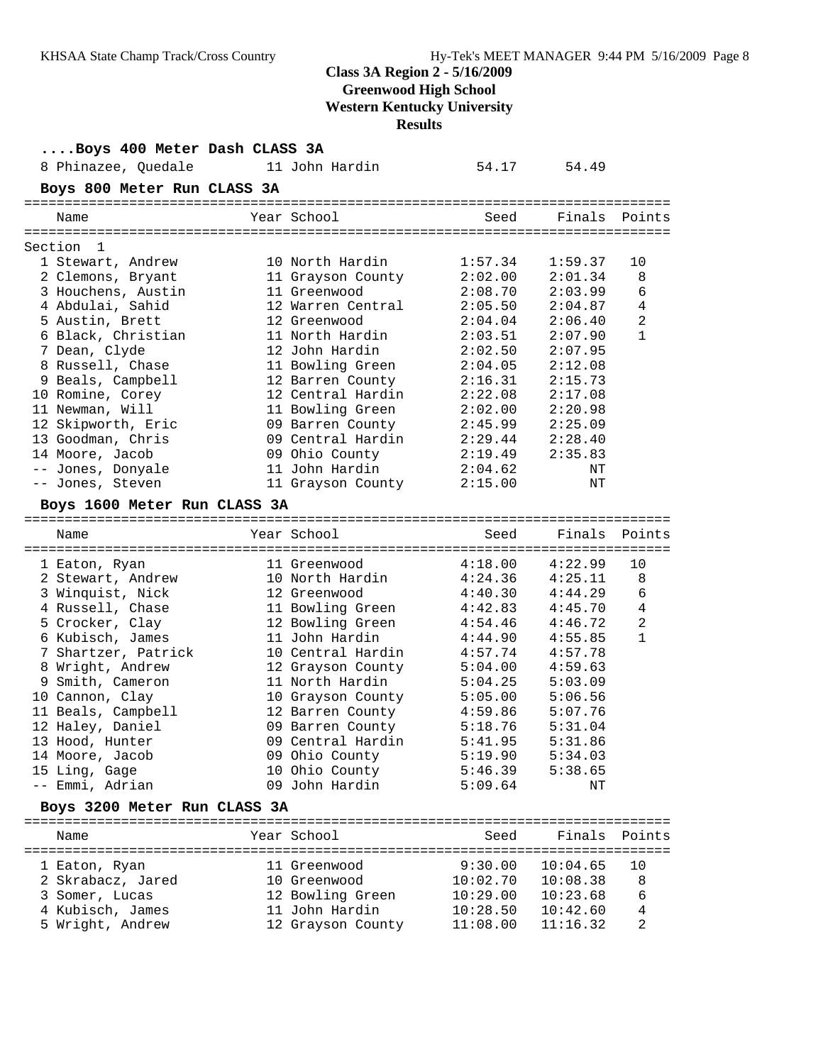# Class 3A Region 2 - 5/16/2009
## Greenwood High School
## Western Kentucky University
## Results

### ....Boys 400 Meter Dash CLASS 3A

| Name | Year | School | Seed | Finals |
|---|---|---|---|---|
| 8 Phinazee, Quedale | 11 | John Hardin | 54.17 | 54.49 |

### Boys 800 Meter Run CLASS 3A

| Name | Year | School | Seed | Finals | Points |
|---|---|---|---|---|---|
| Section 1 | | | | | |
| 1 Stewart, Andrew | 10 | North Hardin | 1:57.34 | 1:59.37 | 10 |
| 2 Clemons, Bryant | 11 | Grayson County | 2:02.00 | 2:01.34 | 8 |
| 3 Houchens, Austin | 11 | Greenwood | 2:08.70 | 2:03.99 | 6 |
| 4 Abdulai, Sahid | 12 | Warren Central | 2:05.50 | 2:04.87 | 4 |
| 5 Austin, Brett | 12 | Greenwood | 2:04.04 | 2:06.40 | 2 |
| 6 Black, Christian | 11 | North Hardin | 2:03.51 | 2:07.90 | 1 |
| 7 Dean, Clyde | 12 | John Hardin | 2:02.50 | 2:07.95 | |
| 8 Russell, Chase | 11 | Bowling Green | 2:04.05 | 2:12.08 | |
| 9 Beals, Campbell | 12 | Barren County | 2:16.31 | 2:15.73 | |
| 10 Romine, Corey | 12 | Central Hardin | 2:22.08 | 2:17.08 | |
| 11 Newman, Will | 11 | Bowling Green | 2:02.00 | 2:20.98 | |
| 12 Skipworth, Eric | 09 | Barren County | 2:45.99 | 2:25.09 | |
| 13 Goodman, Chris | 09 | Central Hardin | 2:29.44 | 2:28.40 | |
| 14 Moore, Jacob | 09 | Ohio County | 2:19.49 | 2:35.83 | |
| -- Jones, Donyale | 11 | John Hardin | 2:04.62 | NT | |
| -- Jones, Steven | 11 | Grayson County | 2:15.00 | NT | |

### Boys 1600 Meter Run CLASS 3A

| Name | Year | School | Seed | Finals | Points |
|---|---|---|---|---|---|
| 1 Eaton, Ryan | 11 | Greenwood | 4:18.00 | 4:22.99 | 10 |
| 2 Stewart, Andrew | 10 | North Hardin | 4:24.36 | 4:25.11 | 8 |
| 3 Winquist, Nick | 12 | Greenwood | 4:40.30 | 4:44.29 | 6 |
| 4 Russell, Chase | 11 | Bowling Green | 4:42.83 | 4:45.70 | 4 |
| 5 Crocker, Clay | 12 | Bowling Green | 4:54.46 | 4:46.72 | 2 |
| 6 Kubisch, James | 11 | John Hardin | 4:44.90 | 4:55.85 | 1 |
| 7 Shartzer, Patrick | 10 | Central Hardin | 4:57.74 | 4:57.78 | |
| 8 Wright, Andrew | 12 | Grayson County | 5:04.00 | 4:59.63 | |
| 9 Smith, Cameron | 11 | North Hardin | 5:04.25 | 5:03.09 | |
| 10 Cannon, Clay | 10 | Grayson County | 5:05.00 | 5:06.56 | |
| 11 Beals, Campbell | 12 | Barren County | 4:59.86 | 5:07.76 | |
| 12 Haley, Daniel | 09 | Barren County | 5:18.76 | 5:31.04 | |
| 13 Hood, Hunter | 09 | Central Hardin | 5:41.95 | 5:31.86 | |
| 14 Moore, Jacob | 09 | Ohio County | 5:19.90 | 5:34.03 | |
| 15 Ling, Gage | 10 | Ohio County | 5:46.39 | 5:38.65 | |
| -- Emmi, Adrian | 09 | John Hardin | 5:09.64 | NT | |

### Boys 3200 Meter Run CLASS 3A

| Name | Year | School | Seed | Finals | Points |
|---|---|---|---|---|---|
| 1 Eaton, Ryan | 11 | Greenwood | 9:30.00 | 10:04.65 | 10 |
| 2 Skrabacz, Jared | 10 | Greenwood | 10:02.70 | 10:08.38 | 8 |
| 3 Somer, Lucas | 12 | Bowling Green | 10:29.00 | 10:23.68 | 6 |
| 4 Kubisch, James | 11 | John Hardin | 10:28.50 | 10:42.60 | 4 |
| 5 Wright, Andrew | 12 | Grayson County | 11:08.00 | 11:16.32 | 2 |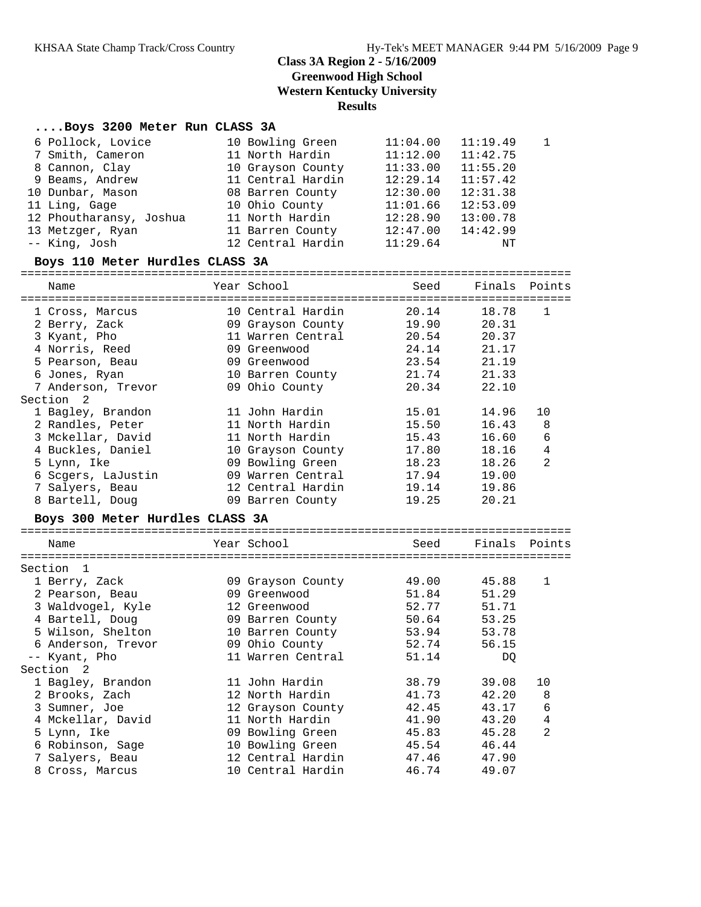## Class 3A Region 2 - 5/16/2009
## Greenwood High School
## Western Kentucky University
## Results

### ....Boys 3200 Meter Run CLASS 3A

| Place | Name | Year | School | Seed | Finals | Points |
|---|---|---|---|---|---|---|
| 6 | Pollock, Lovice | 10 | Bowling Green | 11:04.00 | 11:19.49 | 1 |
| 7 | Smith, Cameron | 11 | North Hardin | 11:12.00 | 11:42.75 | |
| 8 | Cannon, Clay | 10 | Grayson County | 11:33.00 | 11:55.20 | |
| 9 | Beams, Andrew | 11 | Central Hardin | 12:29.14 | 11:57.42 | |
| 10 | Dunbar, Mason | 08 | Barren County | 12:30.00 | 12:31.38 | |
| 11 | Ling, Gage | 10 | Ohio County | 11:01.66 | 12:53.09 | |
| 12 | Phoutharansy, Joshua | 11 | North Hardin | 12:28.90 | 13:00.78 | |
| 13 | Metzger, Ryan | 11 | Barren County | 12:47.00 | 14:42.99 | |
| -- | King, Josh | 12 | Central Hardin | 11:29.64 | NT | |

### Boys 110 Meter Hurdles CLASS 3A

| Place | Name | Year | School | Seed | Finals | Points |
|---|---|---|---|---|---|---|
| 1 | Cross, Marcus | 10 | Central Hardin | 20.14 | 18.78 | 1 |
| 2 | Berry, Zack | 09 | Grayson County | 19.90 | 20.31 | |
| 3 | Kyant, Pho | 11 | Warren Central | 20.54 | 20.37 | |
| 4 | Norris, Reed | 09 | Greenwood | 24.14 | 21.17 | |
| 5 | Pearson, Beau | 09 | Greenwood | 23.54 | 21.19 | |
| 6 | Jones, Ryan | 10 | Barren County | 21.74 | 21.33 | |
| 7 | Anderson, Trevor | 09 | Ohio County | 20.34 | 22.10 | |
| **Section 2** | | | | | | |
| 1 | Bagley, Brandon | 11 | John Hardin | 15.01 | 14.96 | 10 |
| 2 | Randles, Peter | 11 | North Hardin | 15.50 | 16.43 | 8 |
| 3 | Mckellar, David | 11 | North Hardin | 15.43 | 16.60 | 6 |
| 4 | Buckles, Daniel | 10 | Grayson County | 17.80 | 18.16 | 4 |
| 5 | Lynn, Ike | 09 | Bowling Green | 18.23 | 18.26 | 2 |
| 6 | Scgers, LaJustin | 09 | Warren Central | 17.94 | 19.00 | |
| 7 | Salyers, Beau | 12 | Central Hardin | 19.14 | 19.86 | |
| 8 | Bartell, Doug | 09 | Barren County | 19.25 | 20.21 | |

### Boys 300 Meter Hurdles CLASS 3A

| Place | Name | Year | School | Seed | Finals | Points |
|---|---|---|---|---|---|---|
| **Section 1** | | | | | | |
| 1 | Berry, Zack | 09 | Grayson County | 49.00 | 45.88 | 1 |
| 2 | Pearson, Beau | 09 | Greenwood | 51.84 | 51.29 | |
| 3 | Waldvogel, Kyle | 12 | Greenwood | 52.77 | 51.71 | |
| 4 | Bartell, Doug | 09 | Barren County | 50.64 | 53.25 | |
| 5 | Wilson, Shelton | 10 | Barren County | 53.94 | 53.78 | |
| 6 | Anderson, Trevor | 09 | Ohio County | 52.74 | 56.15 | |
| -- | Kyant, Pho | 11 | Warren Central | 51.14 | DQ | |
| **Section 2** | | | | | | |
| 1 | Bagley, Brandon | 11 | John Hardin | 38.79 | 39.08 | 10 |
| 2 | Brooks, Zach | 12 | North Hardin | 41.73 | 42.20 | 8 |
| 3 | Sumner, Joe | 12 | Grayson County | 42.45 | 43.17 | 6 |
| 4 | Mckellar, David | 11 | North Hardin | 41.90 | 43.20 | 4 |
| 5 | Lynn, Ike | 09 | Bowling Green | 45.83 | 45.28 | 2 |
| 6 | Robinson, Sage | 10 | Bowling Green | 45.54 | 46.44 | |
| 7 | Salyers, Beau | 12 | Central Hardin | 47.46 | 47.90 | |
| 8 | Cross, Marcus | 10 | Central Hardin | 46.74 | 49.07 | |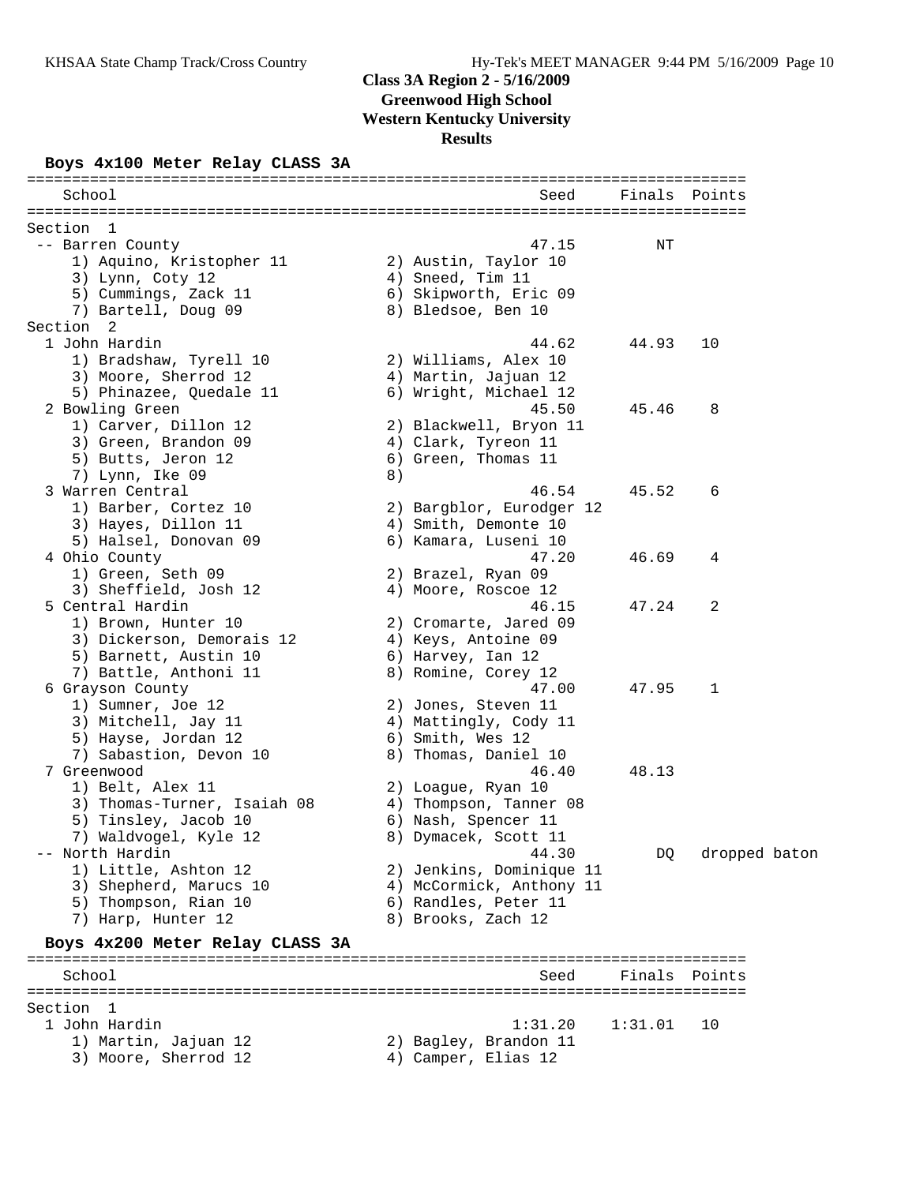# Class 3A Region 2 - 5/16/2009
## Greenwood High School
## Western Kentucky University
## Results

### Boys 4x100 Meter Relay CLASS 3A

```
================================================================================
    School                                               Seed     Finals  Points
================================================================================
Section  1
 -- Barren County                                       47.15         NT
     1) Aquino, Kristopher 11          2) Austin, Taylor 10
     3) Lynn, Coty 12                  4) Sneed, Tim 11
     5) Cummings, Zack 11              6) Skipworth, Eric 09
     7) Bartell, Doug 09               8) Bledsoe, Ben 10
Section  2
  1 John Hardin                                         44.62      44.93   10
     1) Bradshaw, Tyrell 10            2) Williams, Alex 10
     3) Moore, Sherrod 12              4) Martin, Jajuan 12
     5) Phinazee, Quedale 11           6) Wright, Michael 12
  2 Bowling Green                                       45.50      45.46    8
     1) Carver, Dillon 12              2) Blackwell, Bryon 11
     3) Green, Brandon 09              4) Clark, Tyreon 11
     5) Butts, Jeron 12                6) Green, Thomas 11
     7) Lynn, Ike 09                   8)
  3 Warren Central                                      46.54      45.52    6
     1) Barber, Cortez 10              2) Bargblor, Eurodger 12
     3) Hayes, Dillon 11               4) Smith, Demonte 10
     5) Halsel, Donovan 09             6) Kamara, Luseni 10
  4 Ohio County                                         47.20      46.69    4
     1) Green, Seth 09                 2) Brazel, Ryan 09
     3) Sheffield, Josh 12             4) Moore, Roscoe 12
  5 Central Hardin                                      46.15      47.24    2
     1) Brown, Hunter 10               2) Cromarte, Jared 09
     3) Dickerson, Demorais 12         4) Keys, Antoine 09
     5) Barnett, Austin 10             6) Harvey, Ian 12
     7) Battle, Anthoni 11             8) Romine, Corey 12
  6 Grayson County                                      47.00      47.95    1
     1) Sumner, Joe 12                 2) Jones, Steven 11
     3) Mitchell, Jay 11               4) Mattingly, Cody 11
     5) Hayse, Jordan 12               6) Smith, Wes 12
     7) Sabastion, Devon 10            8) Thomas, Daniel 10
  7 Greenwood                                           46.40      48.13
     1) Belt, Alex 11                  2) Loague, Ryan 10
     3) Thomas-Turner, Isaiah 08       4) Thompson, Tanner 08
     5) Tinsley, Jacob 10              6) Nash, Spencer 11
     7) Waldvogel, Kyle 12             8) Dymacek, Scott 11
 -- North Hardin                                        44.30         DQ   dropped baton
     1) Little, Ashton 12              2) Jenkins, Dominique 11
     3) Shepherd, Marucs 10            4) McCormick, Anthony 11
     5) Thompson, Rian 10              6) Randles, Peter 11
     7) Harp, Hunter 12                8) Brooks, Zach 12
```

### Boys 4x200 Meter Relay CLASS 3A

```
================================================================================
    School                                               Seed     Finals  Points
================================================================================
Section  1
  1 John Hardin                                       1:31.20    1:31.01   10
     1) Martin, Jajuan 12              2) Bagley, Brandon 11
     3) Moore, Sherrod 12              4) Camper, Elias 12
```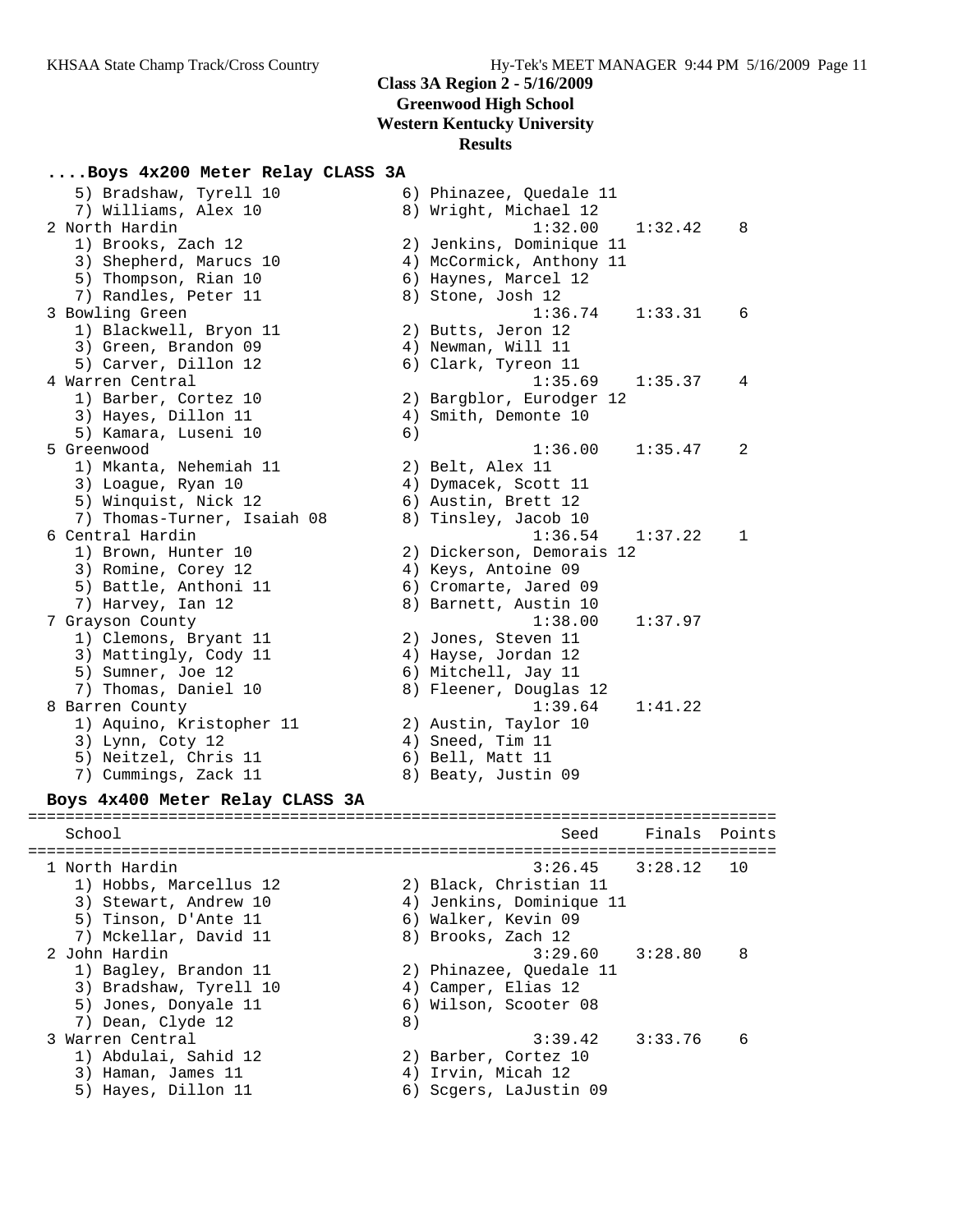**Class 3A Region 2 - 5/16/2009**
**Greenwood High School**
**Western Kentucky University**
**Results**

## ....Boys 4x200 Meter Relay CLASS 3A

```
   5) Bradshaw, Tyrell 10            6) Phinazee, Quedale 11
   7) Williams, Alex 10              8) Wright, Michael 12
 2 North Hardin                                1:32.00    1:32.42    8
   1) Brooks, Zach 12                2) Jenkins, Dominique 11
   3) Shepherd, Marucs 10            4) McCormick, Anthony 11
   5) Thompson, Rian 10              6) Haynes, Marcel 12
   7) Randles, Peter 11              8) Stone, Josh 12
 3 Bowling Green                               1:36.74    1:33.31    6
   1) Blackwell, Bryon 11            2) Butts, Jeron 12
   3) Green, Brandon 09              4) Newman, Will 11
   5) Carver, Dillon 12              6) Clark, Tyreon 11
 4 Warren Central                              1:35.69    1:35.37    4
   1) Barber, Cortez 10              2) Bargblor, Eurodger 12
   3) Hayes, Dillon 11               4) Smith, Demonte 10
   5) Kamara, Luseni 10              6)
 5 Greenwood                                   1:36.00    1:35.47    2
   1) Mkanta, Nehemiah 11            2) Belt, Alex 11
   3) Loague, Ryan 10                4) Dymacek, Scott 11
   5) Winquist, Nick 12              6) Austin, Brett 12
   7) Thomas-Turner, Isaiah 08       8) Tinsley, Jacob 10
 6 Central Hardin                              1:36.54    1:37.22    1
   1) Brown, Hunter 10               2) Dickerson, Demorais 12
   3) Romine, Corey 12               4) Keys, Antoine 09
   5) Battle, Anthoni 11             6) Cromarte, Jared 09
   7) Harvey, Ian 12                 8) Barnett, Austin 10
 7 Grayson County                              1:38.00    1:37.97
   1) Clemons, Bryant 11             2) Jones, Steven 11
   3) Mattingly, Cody 11             4) Hayse, Jordan 12
   5) Sumner, Joe 12                 6) Mitchell, Jay 11
   7) Thomas, Daniel 10              8) Fleener, Douglas 12
 8 Barren County                               1:39.64    1:41.22
   1) Aquino, Kristopher 11          2) Austin, Taylor 10
   3) Lynn, Coty 12                  4) Sneed, Tim 11
   5) Neitzel, Chris 11              6) Bell, Matt 11
   7) Cummings, Zack 11              8) Beaty, Justin 09
```

## Boys 4x400 Meter Relay CLASS 3A

```
================================================================================
    School                                       Seed     Finals  Points
================================================================================
 1 North Hardin                                3:26.45    3:28.12   10
   1) Hobbs, Marcellus 12            2) Black, Christian 11
   3) Stewart, Andrew 10             4) Jenkins, Dominique 11
   5) Tinson, D'Ante 11              6) Walker, Kevin 09
   7) Mckellar, David 11             8) Brooks, Zach 12
 2 John Hardin                                 3:29.60    3:28.80    8
   1) Bagley, Brandon 11             2) Phinazee, Quedale 11
   3) Bradshaw, Tyrell 10            4) Camper, Elias 12
   5) Jones, Donyale 11              6) Wilson, Scooter 08
   7) Dean, Clyde 12                 8)
 3 Warren Central                              3:39.42    3:33.76    6
   1) Abdulai, Sahid 12              2) Barber, Cortez 10
   3) Haman, James 11                4) Irvin, Micah 12
   5) Hayes, Dillon 11               6) Scgers, LaJustin 09
```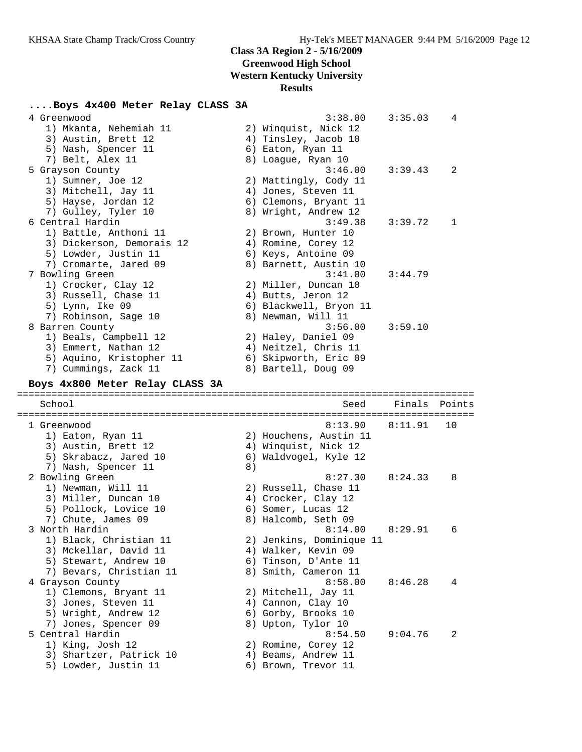**Class 3A Region 2 - 5/16/2009**
**Greenwood High School**
**Western Kentucky University**
**Results**

### ....Boys 4x400 Meter Relay CLASS 3A

```
  4 Greenwood                                          3:38.00    3:35.03    4
     1) Mkanta, Nehemiah 11            2) Winquist, Nick 12
     3) Austin, Brett 12               4) Tinsley, Jacob 10
     5) Nash, Spencer 11               6) Eaton, Ryan 11
     7) Belt, Alex 11                  8) Loague, Ryan 10
  5 Grayson County                                     3:46.00    3:39.43    2
     1) Sumner, Joe 12                 2) Mattingly, Cody 11
     3) Mitchell, Jay 11               4) Jones, Steven 11
     5) Hayse, Jordan 12               6) Clemons, Bryant 11
     7) Gulley, Tyler 10               8) Wright, Andrew 12
  6 Central Hardin                                     3:49.38    3:39.72    1
     1) Battle, Anthoni 11             2) Brown, Hunter 10
     3) Dickerson, Demorais 12         4) Romine, Corey 12
     5) Lowder, Justin 11              6) Keys, Antoine 09
     7) Cromarte, Jared 09             8) Barnett, Austin 10
  7 Bowling Green                                      3:41.00    3:44.79
     1) Crocker, Clay 12               2) Miller, Duncan 10
     3) Russell, Chase 11              4) Butts, Jeron 12
     5) Lynn, Ike 09                   6) Blackwell, Bryon 11
     7) Robinson, Sage 10              8) Newman, Will 11
  8 Barren County                                      3:56.00    3:59.10
     1) Beals, Campbell 12             2) Haley, Daniel 09
     3) Emmert, Nathan 12              4) Neitzel, Chris 11
     5) Aquino, Kristopher 11          6) Skipworth, Eric 09
     7) Cummings, Zack 11              8) Bartell, Doug 09
```

### Boys 4x800 Meter Relay CLASS 3A

```
================================================================================
    School                                               Seed     Finals  Points
================================================================================
  1 Greenwood                                          8:13.90    8:11.91   10
     1) Eaton, Ryan 11                 2) Houchens, Austin 11
     3) Austin, Brett 12               4) Winquist, Nick 12
     5) Skrabacz, Jared 10             6) Waldvogel, Kyle 12
     7) Nash, Spencer 11               8)
  2 Bowling Green                                      8:27.30    8:24.33    8
     1) Newman, Will 11                2) Russell, Chase 11
     3) Miller, Duncan 10              4) Crocker, Clay 12
     5) Pollock, Lovice 10             6) Somer, Lucas 12
     7) Chute, James 09                8) Halcomb, Seth 09
  3 North Hardin                                       8:14.00    8:29.91    6
     1) Black, Christian 11            2) Jenkins, Dominique 11
     3) Mckellar, David 11             4) Walker, Kevin 09
     5) Stewart, Andrew 10             6) Tinson, D'Ante 11
     7) Bevars, Christian 11           8) Smith, Cameron 11
  4 Grayson County                                     8:58.00    8:46.28    4
     1) Clemons, Bryant 11             2) Mitchell, Jay 11
     3) Jones, Steven 11               4) Cannon, Clay 10
     5) Wright, Andrew 12              6) Gorby, Brooks 10
     7) Jones, Spencer 09              8) Upton, Tylor 10
  5 Central Hardin                                     8:54.50    9:04.76    2
     1) King, Josh 12                  2) Romine, Corey 12
     3) Shartzer, Patrick 10           4) Beams, Andrew 11
     5) Lowder, Justin 11              6) Brown, Trevor 11
```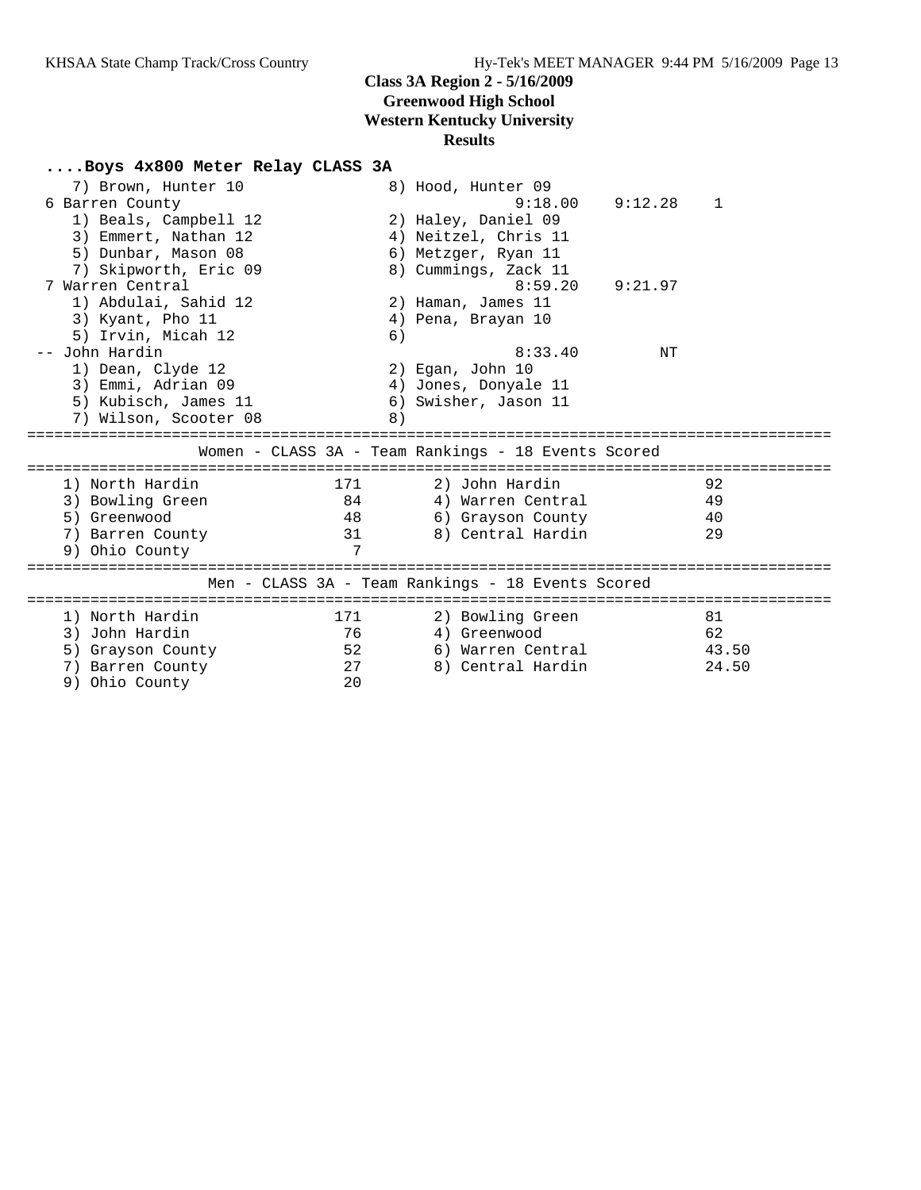# Class 3A Region 2 - 5/16/2009
## Greenwood High School
## Western Kentucky University
## Results

### ....Boys 4x800 Meter Relay CLASS 3A

```
    7) Brown, Hunter 10               8) Hood, Hunter 09
 6 Barren County                                 9:18.00    9:12.28    1
    1) Beals, Campbell 12             2) Haley, Daniel 09
    3) Emmert, Nathan 12              4) Neitzel, Chris 11
    5) Dunbar, Mason 08               6) Metzger, Ryan 11
    7) Skipworth, Eric 09             8) Cummings, Zack 11
 7 Warren Central                                8:59.20    9:21.97
    1) Abdulai, Sahid 12              2) Haman, James 11
    3) Kyant, Pho 11                  4) Pena, Brayan 10
    5) Irvin, Micah 12                6)
 -- John Hardin                                  8:33.40         NT
    1) Dean, Clyde 12                 2) Egan, John 10
    3) Emmi, Adrian 09                4) Jones, Donyale 11
    5) Kubisch, James 11              6) Swisher, Jason 11
    7) Wilson, Scooter 08             8)
```

### Women - CLASS 3A - Team Rankings - 18 Events Scored

| | | | |
|---|---|---|---|
| 1) North Hardin | 171 | 2) John Hardin | 92 |
| 3) Bowling Green | 84 | 4) Warren Central | 49 |
| 5) Greenwood | 48 | 6) Grayson County | 40 |
| 7) Barren County | 31 | 8) Central Hardin | 29 |
| 9) Ohio County | 7 | | |

### Men - CLASS 3A - Team Rankings - 18 Events Scored

| | | | |
|---|---|---|---|
| 1) North Hardin | 171 | 2) Bowling Green | 81 |
| 3) John Hardin | 76 | 4) Greenwood | 62 |
| 5) Grayson County | 52 | 6) Warren Central | 43.50 |
| 7) Barren County | 27 | 8) Central Hardin | 24.50 |
| 9) Ohio County | 20 | | |